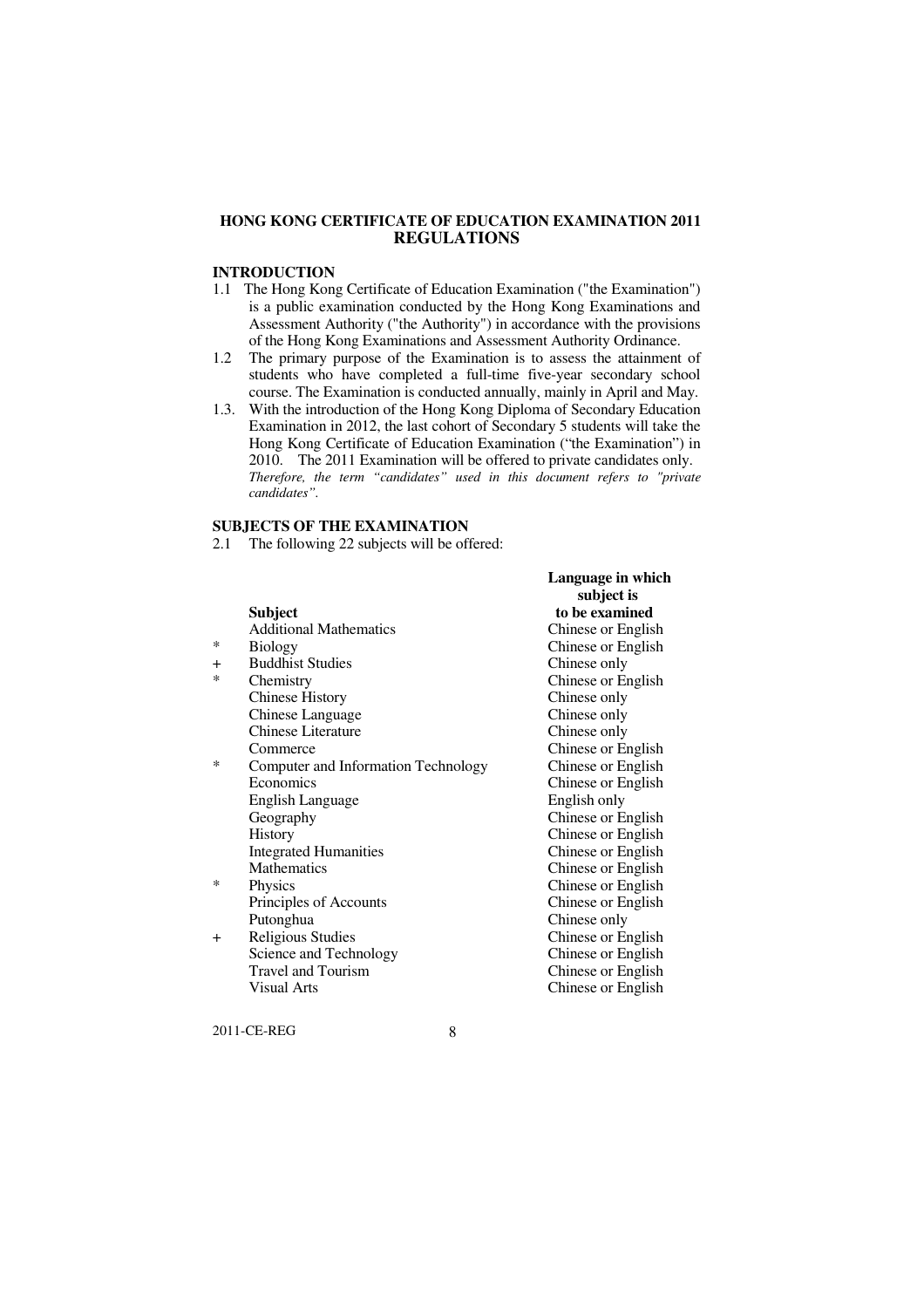# HONG KONG CERTIFICATE OF EDUCATION EXAMINATION 2011 REGULATIONS

## INTRODUCTION

1.1 The Hong Kong Certificate of Education Examination ("the Examination") is a public examination conducted by the Hong Kong Examinations and Assessment Authority ("the Authority") in accordance with the provisions of the Hong Kong Examinations and Assessment Authority Ordinance.

1.2 The primary purpose of the Examination is to assess the attainment of students who have completed a full-time five-year secondary school course. The Examination is conducted annually, mainly in April and May.

1.3. With the introduction of the Hong Kong Diploma of Secondary Education Examination in 2012, the last cohort of Secondary 5 students will take the Hong Kong Certificate of Education Examination ("the Examination") in 2010. The 2011 Examination will be offered to private candidates only. *Therefore, the term "candidates" used in this document refers to "private candidates".*

## SUBJECTS OF THE EXAMINATION

2.1 The following 22 subjects will be offered:

| | Subject | Language in which subject is to be examined |
|---|---|---|
| | Additional Mathematics | Chinese or English |
| * | Biology | Chinese or English |
| + | Buddhist Studies | Chinese only |
| * | Chemistry | Chinese or English |
| | Chinese History | Chinese only |
| | Chinese Language | Chinese only |
| | Chinese Literature | Chinese only |
| | Commerce | Chinese or English |
| * | Computer and Information Technology | Chinese or English |
| | Economics | Chinese or English |
| | English Language | English only |
| | Geography | Chinese or English |
| | History | Chinese or English |
| | Integrated Humanities | Chinese or English |
| | Mathematics | Chinese or English |
| * | Physics | Chinese or English |
| | Principles of Accounts | Chinese or English |
| | Putonghua | Chinese only |
| + | Religious Studies | Chinese or English |
| | Science and Technology | Chinese or English |
| | Travel and Tourism | Chinese or English |
| | Visual Arts | Chinese or English |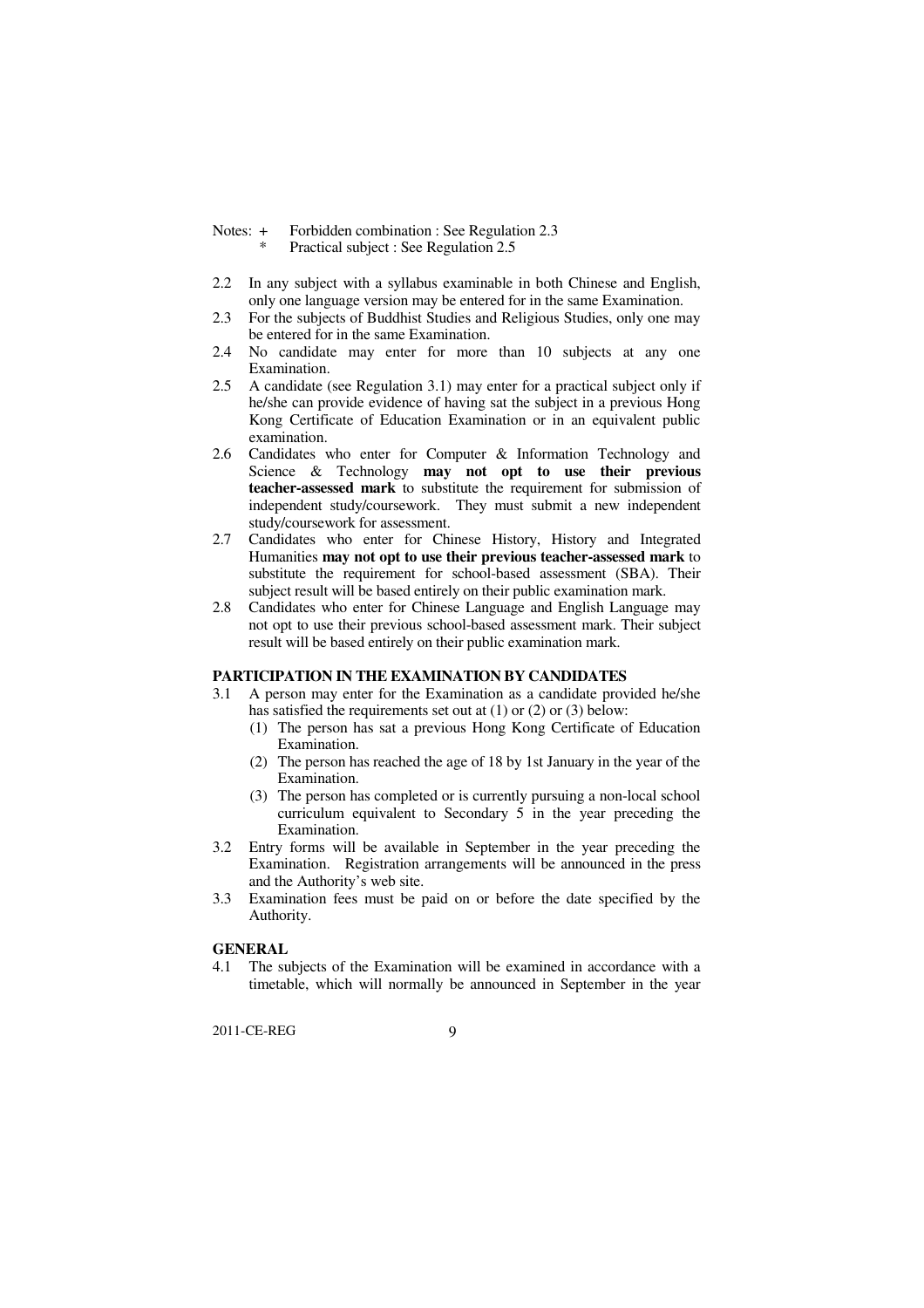Notes: + Forbidden combination : See Regulation 2.3
&nbsp;&nbsp;&nbsp;&nbsp;&nbsp;&nbsp;&nbsp;&nbsp;&nbsp;&nbsp;&nbsp;* Practical subject : See Regulation 2.5

2.2 In any subject with a syllabus examinable in both Chinese and English, only one language version may be entered for in the same Examination.

2.3 For the subjects of Buddhist Studies and Religious Studies, only one may be entered for in the same Examination.

2.4 No candidate may enter for more than 10 subjects at any one Examination.

2.5 A candidate (see Regulation 3.1) may enter for a practical subject only if he/she can provide evidence of having sat the subject in a previous Hong Kong Certificate of Education Examination or in an equivalent public examination.

2.6 Candidates who enter for Computer & Information Technology and Science & Technology **may not opt to use their previous teacher-assessed mark** to substitute the requirement for submission of independent study/coursework. They must submit a new independent study/coursework for assessment.

2.7 Candidates who enter for Chinese History, History and Integrated Humanities **may not opt to use their previous teacher-assessed mark** to substitute the requirement for school-based assessment (SBA). Their subject result will be based entirely on their public examination mark.

2.8 Candidates who enter for Chinese Language and English Language may not opt to use their previous school-based assessment mark. Their subject result will be based entirely on their public examination mark.

## PARTICIPATION IN THE EXAMINATION BY CANDIDATES

3.1 A person may enter for the Examination as a candidate provided he/she has satisfied the requirements set out at (1) or (2) or (3) below:

(1) The person has sat a previous Hong Kong Certificate of Education Examination.

(2) The person has reached the age of 18 by 1st January in the year of the Examination.

(3) The person has completed or is currently pursuing a non-local school curriculum equivalent to Secondary 5 in the year preceding the Examination.

3.2 Entry forms will be available in September in the year preceding the Examination. Registration arrangements will be announced in the press and the Authority's web site.

3.3 Examination fees must be paid on or before the date specified by the Authority.

## GENERAL

4.1 The subjects of the Examination will be examined in accordance with a timetable, which will normally be announced in September in the year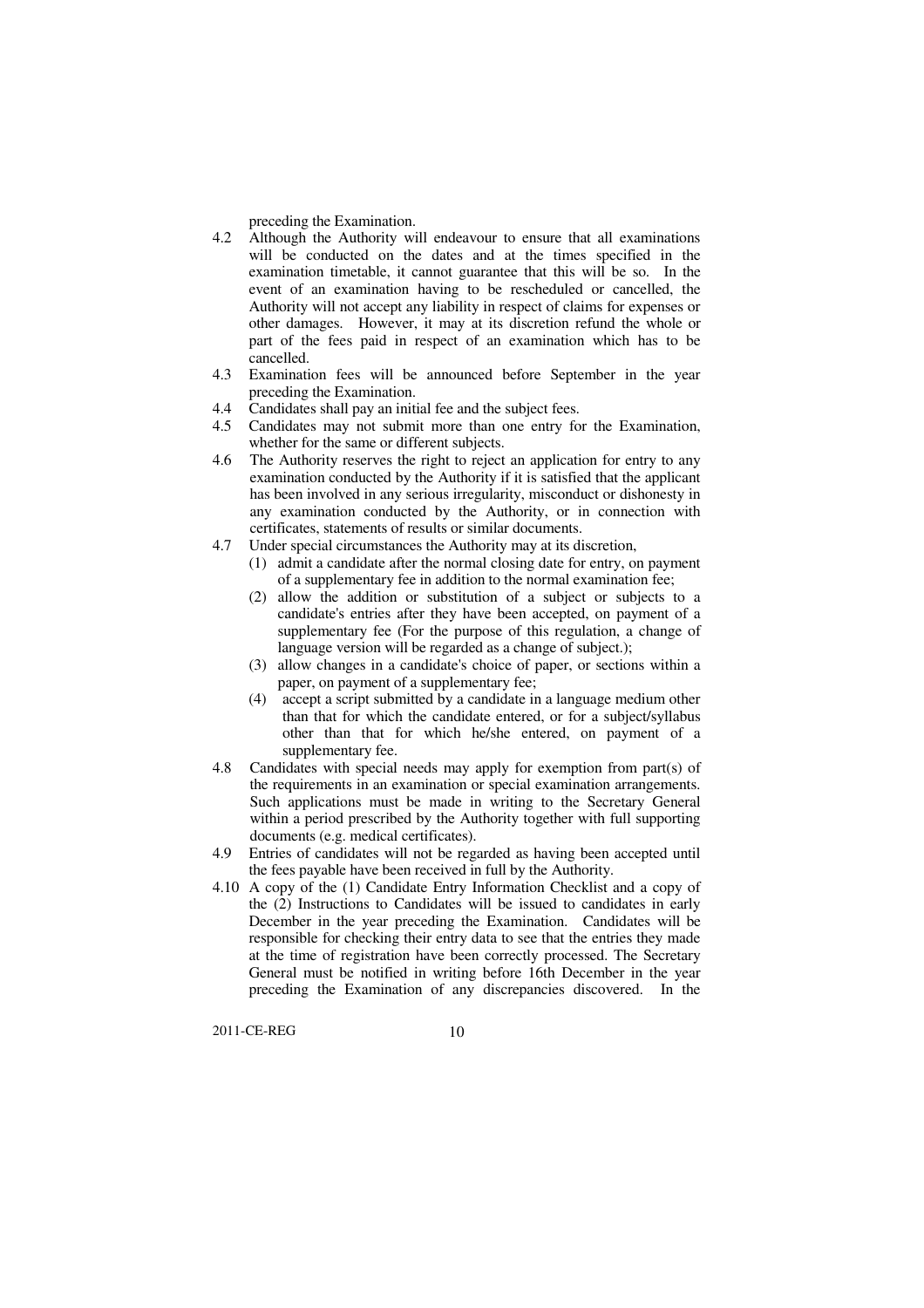preceding the Examination.

4.2 Although the Authority will endeavour to ensure that all examinations will be conducted on the dates and at the times specified in the examination timetable, it cannot guarantee that this will be so. In the event of an examination having to be rescheduled or cancelled, the Authority will not accept any liability in respect of claims for expenses or other damages. However, it may at its discretion refund the whole or part of the fees paid in respect of an examination which has to be cancelled.

4.3 Examination fees will be announced before September in the year preceding the Examination.

4.4 Candidates shall pay an initial fee and the subject fees.

4.5 Candidates may not submit more than one entry for the Examination, whether for the same or different subjects.

4.6 The Authority reserves the right to reject an application for entry to any examination conducted by the Authority if it is satisfied that the applicant has been involved in any serious irregularity, misconduct or dishonesty in any examination conducted by the Authority, or in connection with certificates, statements of results or similar documents.

4.7 Under special circumstances the Authority may at its discretion,

(1) admit a candidate after the normal closing date for entry, on payment of a supplementary fee in addition to the normal examination fee;

(2) allow the addition or substitution of a subject or subjects to a candidate's entries after they have been accepted, on payment of a supplementary fee (For the purpose of this regulation, a change of language version will be regarded as a change of subject.);

(3) allow changes in a candidate's choice of paper, or sections within a paper, on payment of a supplementary fee;

(4) accept a script submitted by a candidate in a language medium other than that for which the candidate entered, or for a subject/syllabus other than that for which he/she entered, on payment of a supplementary fee.

4.8 Candidates with special needs may apply for exemption from part(s) of the requirements in an examination or special examination arrangements. Such applications must be made in writing to the Secretary General within a period prescribed by the Authority together with full supporting documents (e.g. medical certificates).

4.9 Entries of candidates will not be regarded as having been accepted until the fees payable have been received in full by the Authority.

4.10 A copy of the (1) Candidate Entry Information Checklist and a copy of the (2) Instructions to Candidates will be issued to candidates in early December in the year preceding the Examination. Candidates will be responsible for checking their entry data to see that the entries they made at the time of registration have been correctly processed. The Secretary General must be notified in writing before 16th December in the year preceding the Examination of any discrepancies discovered. In the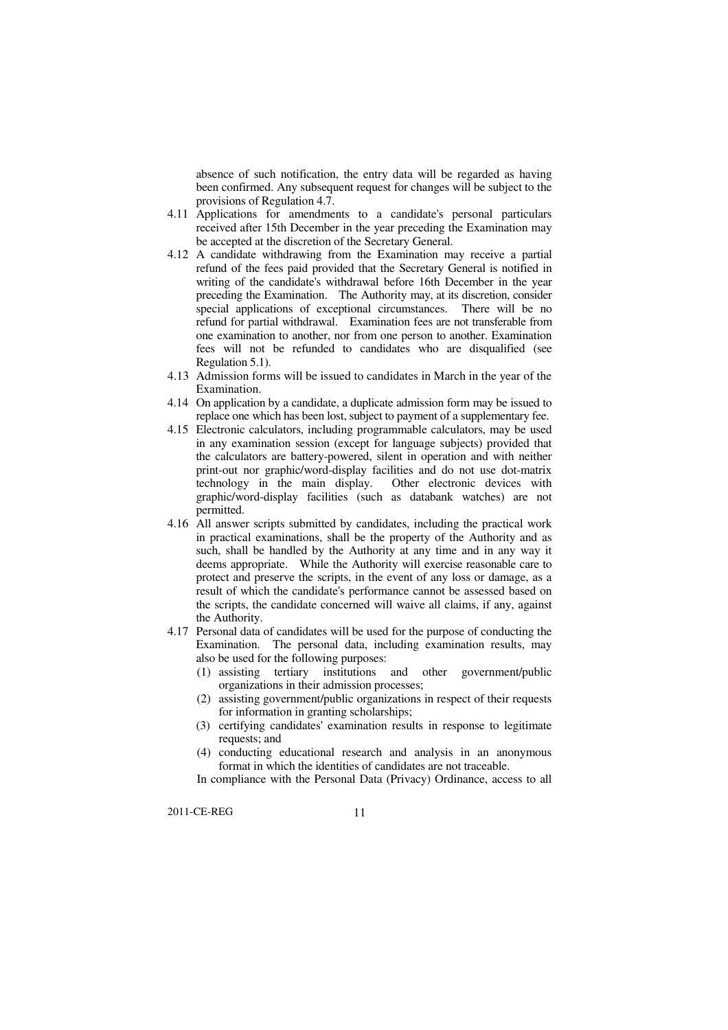absence of such notification, the entry data will be regarded as having been confirmed. Any subsequent request for changes will be subject to the provisions of Regulation 4.7.

4.11 Applications for amendments to a candidate's personal particulars received after 15th December in the year preceding the Examination may be accepted at the discretion of the Secretary General.

4.12 A candidate withdrawing from the Examination may receive a partial refund of the fees paid provided that the Secretary General is notified in writing of the candidate's withdrawal before 16th December in the year preceding the Examination. The Authority may, at its discretion, consider special applications of exceptional circumstances. There will be no refund for partial withdrawal. Examination fees are not transferable from one examination to another, nor from one person to another. Examination fees will not be refunded to candidates who are disqualified (see Regulation 5.1).

4.13 Admission forms will be issued to candidates in March in the year of the Examination.

4.14 On application by a candidate, a duplicate admission form may be issued to replace one which has been lost, subject to payment of a supplementary fee.

4.15 Electronic calculators, including programmable calculators, may be used in any examination session (except for language subjects) provided that the calculators are battery-powered, silent in operation and with neither print-out nor graphic/word-display facilities and do not use dot-matrix technology in the main display. Other electronic devices with graphic/word-display facilities (such as databank watches) are not permitted.

4.16 All answer scripts submitted by candidates, including the practical work in practical examinations, shall be the property of the Authority and as such, shall be handled by the Authority at any time and in any way it deems appropriate. While the Authority will exercise reasonable care to protect and preserve the scripts, in the event of any loss or damage, as a result of which the candidate's performance cannot be assessed based on the scripts, the candidate concerned will waive all claims, if any, against the Authority.

4.17 Personal data of candidates will be used for the purpose of conducting the Examination. The personal data, including examination results, may also be used for the following purposes:

(1) assisting tertiary institutions and other government/public organizations in their admission processes;

(2) assisting government/public organizations in respect of their requests for information in granting scholarships;

(3) certifying candidates' examination results in response to legitimate requests; and

(4) conducting educational research and analysis in an anonymous format in which the identities of candidates are not traceable.

In compliance with the Personal Data (Privacy) Ordinance, access to all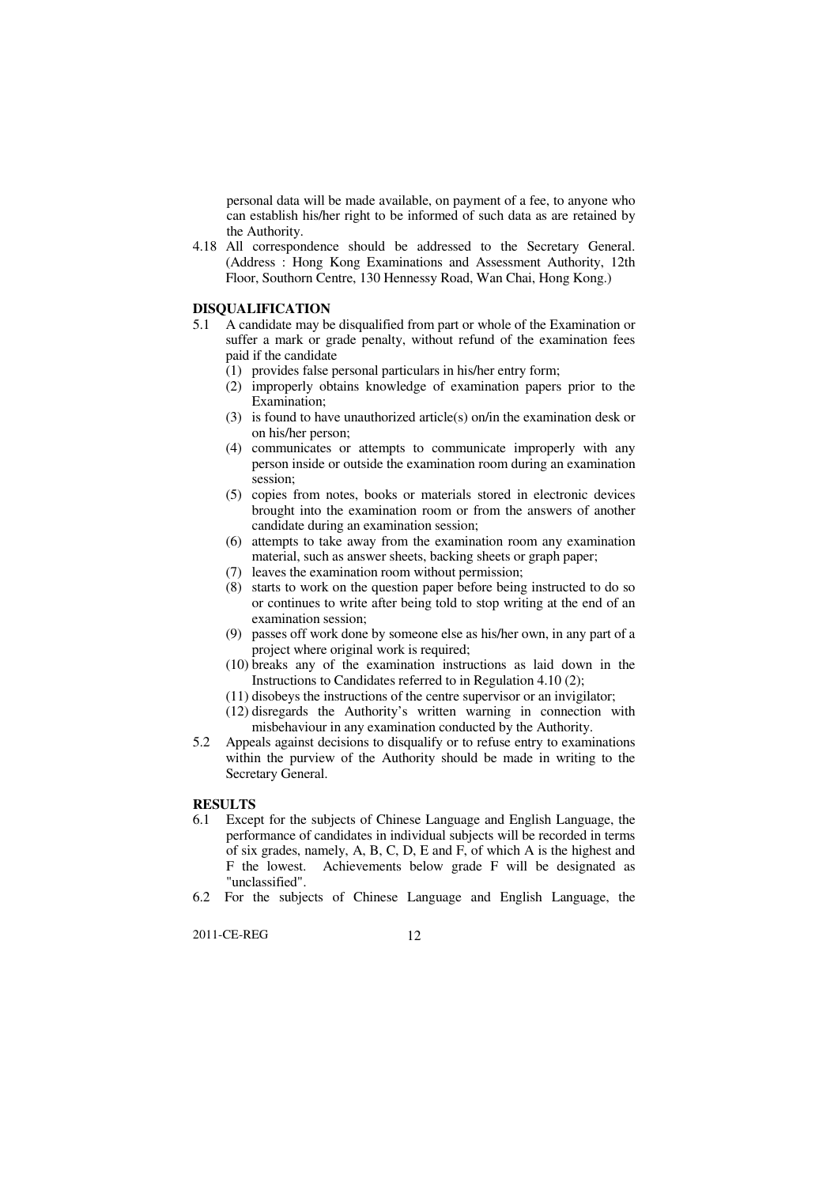personal data will be made available, on payment of a fee, to anyone who can establish his/her right to be informed of such data as are retained by the Authority.

4.18 All correspondence should be addressed to the Secretary General. (Address : Hong Kong Examinations and Assessment Authority, 12th Floor, Southorn Centre, 130 Hennessy Road, Wan Chai, Hong Kong.)

## DISQUALIFICATION

5.1 A candidate may be disqualified from part or whole of the Examination or suffer a mark or grade penalty, without refund of the examination fees paid if the candidate

(1) provides false personal particulars in his/her entry form;
(2) improperly obtains knowledge of examination papers prior to the Examination;
(3) is found to have unauthorized article(s) on/in the examination desk or on his/her person;
(4) communicates or attempts to communicate improperly with any person inside or outside the examination room during an examination session;
(5) copies from notes, books or materials stored in electronic devices brought into the examination room or from the answers of another candidate during an examination session;
(6) attempts to take away from the examination room any examination material, such as answer sheets, backing sheets or graph paper;
(7) leaves the examination room without permission;
(8) starts to work on the question paper before being instructed to do so or continues to write after being told to stop writing at the end of an examination session;
(9) passes off work done by someone else as his/her own, in any part of a project where original work is required;
(10) breaks any of the examination instructions as laid down in the Instructions to Candidates referred to in Regulation 4.10 (2);
(11) disobeys the instructions of the centre supervisor or an invigilator;
(12) disregards the Authority's written warning in connection with misbehaviour in any examination conducted by the Authority.

5.2 Appeals against decisions to disqualify or to refuse entry to examinations within the purview of the Authority should be made in writing to the Secretary General.

## RESULTS

6.1 Except for the subjects of Chinese Language and English Language, the performance of candidates in individual subjects will be recorded in terms of six grades, namely, A, B, C, D, E and F, of which A is the highest and F the lowest. Achievements below grade F will be designated as "unclassified".

6.2 For the subjects of Chinese Language and English Language, the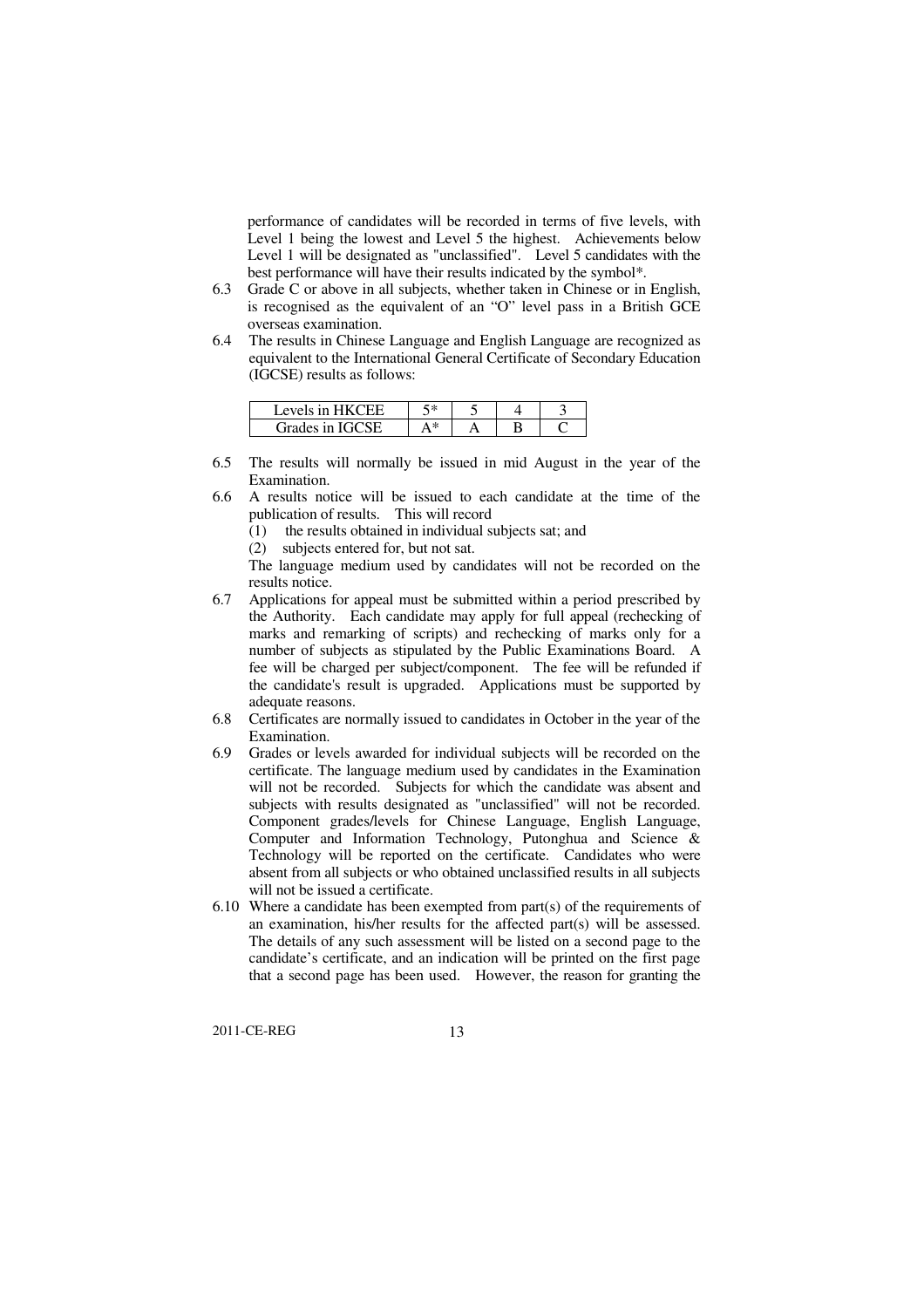performance of candidates will be recorded in terms of five levels, with Level 1 being the lowest and Level 5 the highest. Achievements below Level 1 will be designated as "unclassified". Level 5 candidates with the best performance will have their results indicated by the symbol*.

6.3 Grade C or above in all subjects, whether taken in Chinese or in English, is recognised as the equivalent of an "O" level pass in a British GCE overseas examination.

6.4 The results in Chinese Language and English Language are recognized as equivalent to the International General Certificate of Secondary Education (IGCSE) results as follows:

| Levels in HKCEE | 5* | 5 | 4 | 3 |
|---|---|---|---|---|
| Grades in IGCSE | A* | A | B | C |

6.5 The results will normally be issued in mid August in the year of the Examination.

6.6 A results notice will be issued to each candidate at the time of the publication of results. This will record
   (1) the results obtained in individual subjects sat; and
   (2) subjects entered for, but not sat.

   The language medium used by candidates will not be recorded on the results notice.

6.7 Applications for appeal must be submitted within a period prescribed by the Authority. Each candidate may apply for full appeal (rechecking of marks and remarking of scripts) and rechecking of marks only for a number of subjects as stipulated by the Public Examinations Board. A fee will be charged per subject/component. The fee will be refunded if the candidate's result is upgraded. Applications must be supported by adequate reasons.

6.8 Certificates are normally issued to candidates in October in the year of the Examination.

6.9 Grades or levels awarded for individual subjects will be recorded on the certificate. The language medium used by candidates in the Examination will not be recorded. Subjects for which the candidate was absent and subjects with results designated as "unclassified" will not be recorded. Component grades/levels for Chinese Language, English Language, Computer and Information Technology, Putonghua and Science & Technology will be reported on the certificate. Candidates who were absent from all subjects or who obtained unclassified results in all subjects will not be issued a certificate.

6.10 Where a candidate has been exempted from part(s) of the requirements of an examination, his/her results for the affected part(s) will be assessed. The details of any such assessment will be listed on a second page to the candidate's certificate, and an indication will be printed on the first page that a second page has been used. However, the reason for granting the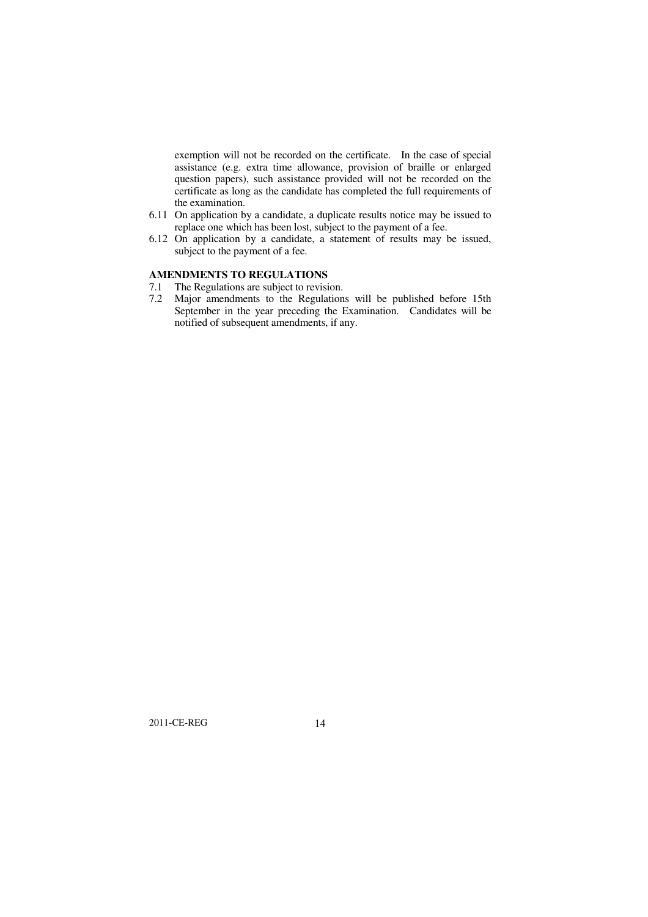exemption will not be recorded on the certificate. In the case of special assistance (e.g. extra time allowance, provision of braille or enlarged question papers), such assistance provided will not be recorded on the certificate as long as the candidate has completed the full requirements of the examination.

6.11 On application by a candidate, a duplicate results notice may be issued to replace one which has been lost, subject to the payment of a fee.

6.12 On application by a candidate, a statement of results may be issued, subject to the payment of a fee.

**AMENDMENTS TO REGULATIONS**

7.1 The Regulations are subject to revision.

7.2 Major amendments to the Regulations will be published before 15th September in the year preceding the Examination. Candidates will be notified of subsequent amendments, if any.